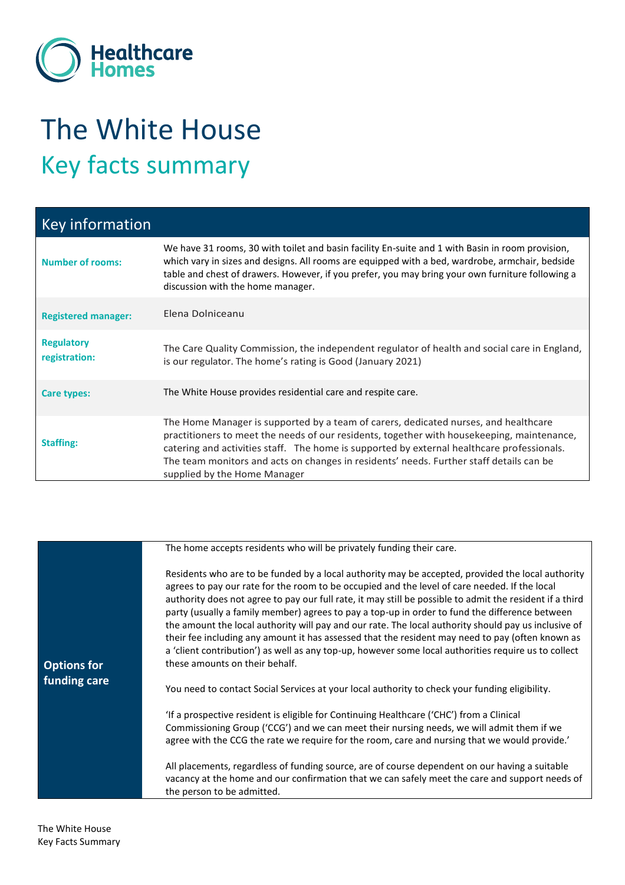Healthcare Homes

# The White House

## Key facts summary

| Key information | |
|---|---|
| **Number of rooms:** | We have 31 rooms, 30 with toilet and basin facility En-suite and 1 with Basin in room provision, which vary in sizes and designs. All rooms are equipped with a bed, wardrobe, armchair, bedside table and chest of drawers. However, if you prefer, you may bring your own furniture following a discussion with the home manager. |
| **Registered manager:** | Elena Dolniceanu |
| **Regulatory registration:** | The Care Quality Commission, the independent regulator of health and social care in England, is our regulator. The home's rating is Good (January 2021) |
| **Care types:** | The White House provides residential care and respite care. |
| **Staffing:** | The Home Manager is supported by a team of carers, dedicated nurses, and healthcare practitioners to meet the needs of our residents, together with housekeeping, maintenance, catering and activities staff. The home is supported by external healthcare professionals. The team monitors and acts on changes in residents' needs. Further staff details can be supplied by the Home Manager |

### Options for funding care

The home accepts residents who will be privately funding their care.

Residents who are to be funded by a local authority may be accepted, provided the local authority agrees to pay our rate for the room to be occupied and the level of care needed. If the local authority does not agree to pay our full rate, it may still be possible to admit the resident if a third party (usually a family member) agrees to pay a top-up in order to fund the difference between the amount the local authority will pay and our rate. The local authority should pay us inclusive of their fee including any amount it has assessed that the resident may need to pay (often known as a 'client contribution') as well as any top-up, however some local authorities require us to collect these amounts on their behalf.

You need to contact Social Services at your local authority to check your funding eligibility.

'If a prospective resident is eligible for Continuing Healthcare ('CHC') from a Clinical Commissioning Group ('CCG') and we can meet their nursing needs, we will admit them if we agree with the CCG the rate we require for the room, care and nursing that we would provide.'

All placements, regardless of funding source, are of course dependent on our having a suitable vacancy at the home and our confirmation that we can safely meet the care and support needs of the person to be admitted.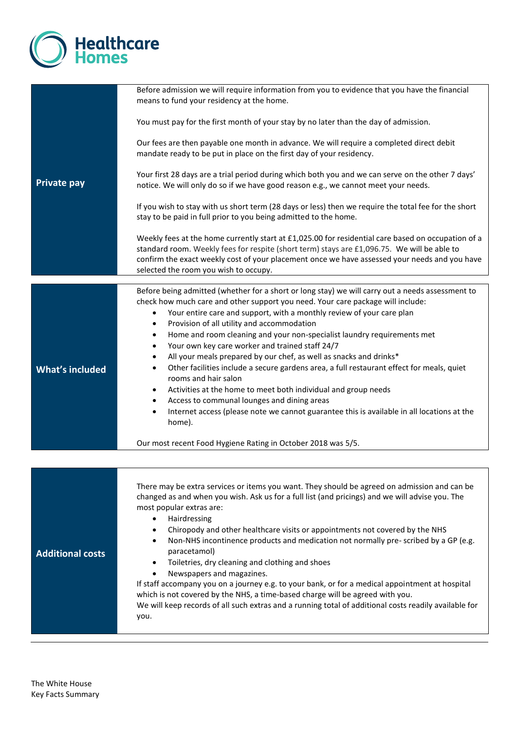## Private pay

Before admission we will require information from you to evidence that you have the financial means to fund your residency at the home.

You must pay for the first month of your stay by no later than the day of admission.

Our fees are then payable one month in advance. We will require a completed direct debit mandate ready to be put in place on the first day of your residency.

Your first 28 days are a trial period during which both you and we can serve on the other 7 days' notice. We will only do so if we have good reason e.g., we cannot meet your needs.

If you wish to stay with us short term (28 days or less) then we require the total fee for the short stay to be paid in full prior to you being admitted to the home.

Weekly fees at the home currently start at £1,025.00 for residential care based on occupation of a standard room. Weekly fees for respite (short term) stays are £1,096.75. We will be able to confirm the exact weekly cost of your placement once we have assessed your needs and you have selected the room you wish to occupy.

## What's included

Before being admitted (whether for a short or long stay) we will carry out a needs assessment to check how much care and other support you need. Your care package will include:

- Your entire care and support, with a monthly review of your care plan
- Provision of all utility and accommodation
- Home and room cleaning and your non-specialist laundry requirements met
- Your own key care worker and trained staff 24/7
- All your meals prepared by our chef, as well as snacks and drinks*
- Other facilities include a secure gardens area, a full restaurant effect for meals, quiet rooms and hair salon
- Activities at the home to meet both individual and group needs
- Access to communal lounges and dining areas
- Internet access (please note we cannot guarantee this is available in all locations at the home).

Our most recent Food Hygiene Rating in October 2018 was 5/5.

## Additional costs

There may be extra services or items you want. They should be agreed on admission and can be changed as and when you wish. Ask us for a full list (and pricings) and we will advise you. The most popular extras are:

- Hairdressing
- Chiropody and other healthcare visits or appointments not covered by the NHS
- Non-NHS incontinence products and medication not normally pre- scribed by a GP (e.g. paracetamol)
- Toiletries, dry cleaning and clothing and shoes
- Newspapers and magazines.

If staff accompany you on a journey e.g. to your bank, or for a medical appointment at hospital which is not covered by the NHS, a time-based charge will be agreed with you.
We will keep records of all such extras and a running total of additional costs readily available for you.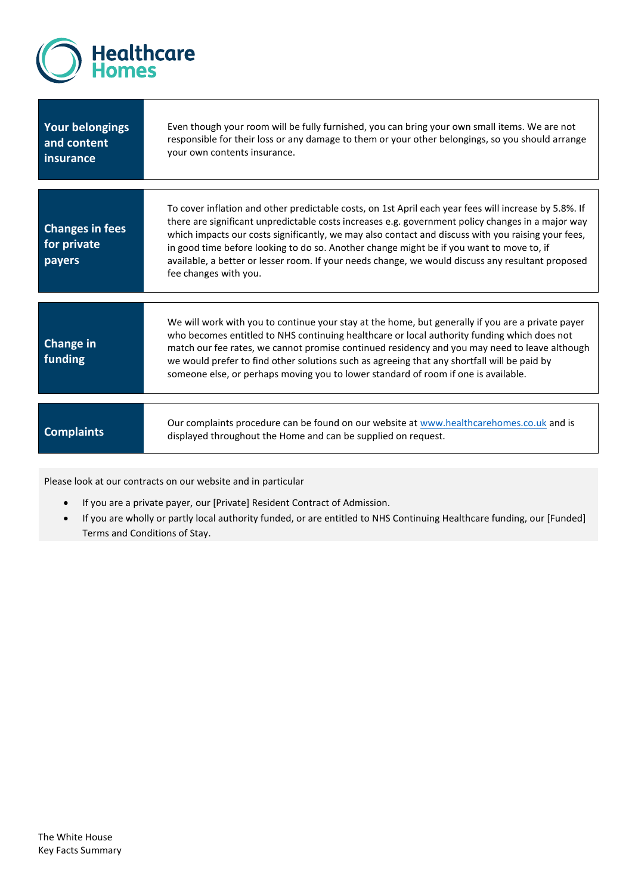| | |
|---|---|
| **Your belongings and content insurance** | Even though your room will be fully furnished, you can bring your own small items. We are not responsible for their loss or any damage to them or your other belongings, so you should arrange your own contents insurance. |

| | |
|---|---|
| **Changes in fees for private payers** | To cover inflation and other predictable costs, on 1st April each year fees will increase by 5.8%. If there are significant unpredictable costs increases e.g. government policy changes in a major way which impacts our costs significantly, we may also contact and discuss with you raising your fees, in good time before looking to do so. Another change might be if you want to move to, if available, a better or lesser room. If your needs change, we would discuss any resultant proposed fee changes with you. |

| | |
|---|---|
| **Change in funding** | We will work with you to continue your stay at the home, but generally if you are a private payer who becomes entitled to NHS continuing healthcare or local authority funding which does not match our fee rates, we cannot promise continued residency and you may need to leave although we would prefer to find other solutions such as agreeing that any shortfall will be paid by someone else, or perhaps moving you to lower standard of room if one is available. |

| | |
|---|---|
| **Complaints** | Our complaints procedure can be found on our website at www.healthcarehomes.co.uk and is displayed throughout the Home and can be supplied on request. |

Please look at our contracts on our website and in particular

- If you are a private payer, our [Private] Resident Contract of Admission.
- If you are wholly or partly local authority funded, or are entitled to NHS Continuing Healthcare funding, our [Funded] Terms and Conditions of Stay.

The White House
Key Facts Summary